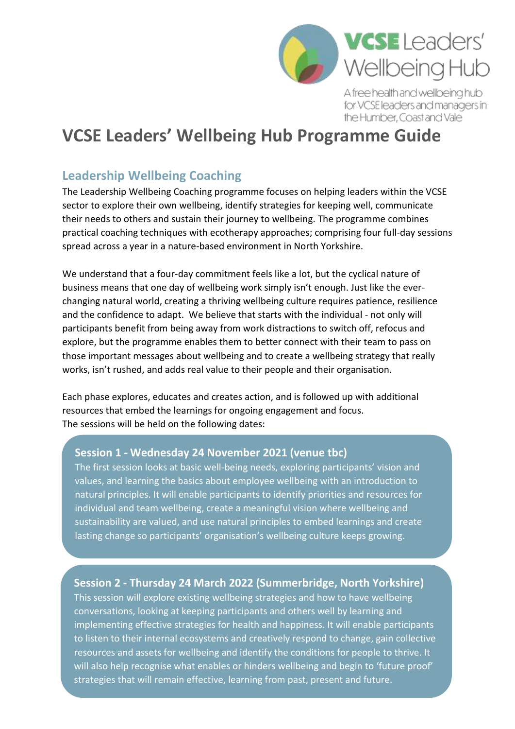VCSE Leaders' Wellbeing Hub

A free health and wellbeing hub for VCSE leaders and managers in the Humber, Coast and Vale

# VCSE Leaders' Wellbeing Hub Programme Guide

## Leadership Wellbeing Coaching

The Leadership Wellbeing Coaching programme focuses on helping leaders within the VCSE sector to explore their own wellbeing, identify strategies for keeping well, communicate their needs to others and sustain their journey to wellbeing. The programme combines practical coaching techniques with ecotherapy approaches; comprising four full-day sessions spread across a year in a nature-based environment in North Yorkshire.

We understand that a four-day commitment feels like a lot, but the cyclical nature of business means that one day of wellbeing work simply isn't enough. Just like the ever-changing natural world, creating a thriving wellbeing culture requires patience, resilience and the confidence to adapt. We believe that starts with the individual - not only will participants benefit from being away from work distractions to switch off, refocus and explore, but the programme enables them to better connect with their team to pass on those important messages about wellbeing and to create a wellbeing strategy that really works, isn't rushed, and adds real value to their people and their organisation.

Each phase explores, educates and creates action, and is followed up with additional resources that embed the learnings for ongoing engagement and focus.
The sessions will be held on the following dates:

### Session 1 - Wednesday 24 November 2021 (venue tbc)

The first session looks at basic well-being needs, exploring participants' vision and values, and learning the basics about employee wellbeing with an introduction to natural principles. It will enable participants to identify priorities and resources for individual and team wellbeing, create a meaningful vision where wellbeing and sustainability are valued, and use natural principles to embed learnings and create lasting change so participants' organisation's wellbeing culture keeps growing.

### Session 2 - Thursday 24 March 2022 (Summerbridge, North Yorkshire)

This session will explore existing wellbeing strategies and how to have wellbeing conversations, looking at keeping participants and others well by learning and implementing effective strategies for health and happiness. It will enable participants to listen to their internal ecosystems and creatively respond to change, gain collective resources and assets for wellbeing and identify the conditions for people to thrive. It will also help recognise what enables or hinders wellbeing and begin to 'future proof' strategies that will remain effective, learning from past, present and future.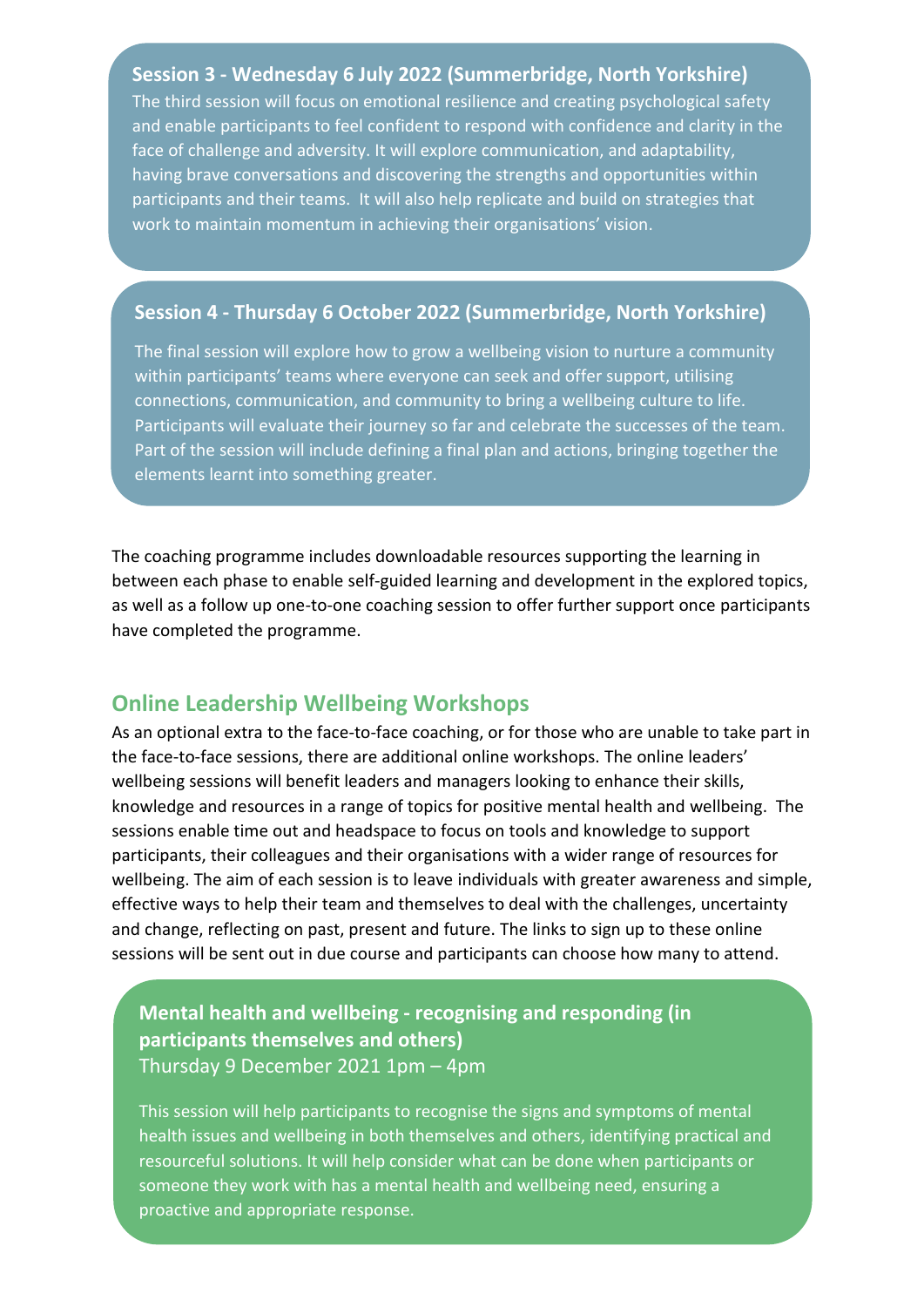### Session 3 - Wednesday 6 July 2022 (Summerbridge, North Yorkshire)

The third session will focus on emotional resilience and creating psychological safety and enable participants to feel confident to respond with confidence and clarity in the face of challenge and adversity. It will explore communication, and adaptability, having brave conversations and discovering the strengths and opportunities within participants and their teams. It will also help replicate and build on strategies that work to maintain momentum in achieving their organisations' vision.

### Session 4 - Thursday 6 October 2022 (Summerbridge, North Yorkshire)

The final session will explore how to grow a wellbeing vision to nurture a community within participants' teams where everyone can seek and offer support, utilising connections, communication, and community to bring a wellbeing culture to life. Participants will evaluate their journey so far and celebrate the successes of the team. Part of the session will include defining a final plan and actions, bringing together the elements learnt into something greater.

The coaching programme includes downloadable resources supporting the learning in between each phase to enable self-guided learning and development in the explored topics, as well as a follow up one-to-one coaching session to offer further support once participants have completed the programme.

## Online Leadership Wellbeing Workshops

As an optional extra to the face-to-face coaching, or for those who are unable to take part in the face-to-face sessions, there are additional online workshops. The online leaders' wellbeing sessions will benefit leaders and managers looking to enhance their skills, knowledge and resources in a range of topics for positive mental health and wellbeing. The sessions enable time out and headspace to focus on tools and knowledge to support participants, their colleagues and their organisations with a wider range of resources for wellbeing. The aim of each session is to leave individuals with greater awareness and simple, effective ways to help their team and themselves to deal with the challenges, uncertainty and change, reflecting on past, present and future. The links to sign up to these online sessions will be sent out in due course and participants can choose how many to attend.

### Mental health and wellbeing - recognising and responding (in participants themselves and others)

Thursday 9 December 2021 1pm – 4pm

This session will help participants to recognise the signs and symptoms of mental health issues and wellbeing in both themselves and others, identifying practical and resourceful solutions. It will help consider what can be done when participants or someone they work with has a mental health and wellbeing need, ensuring a proactive and appropriate response.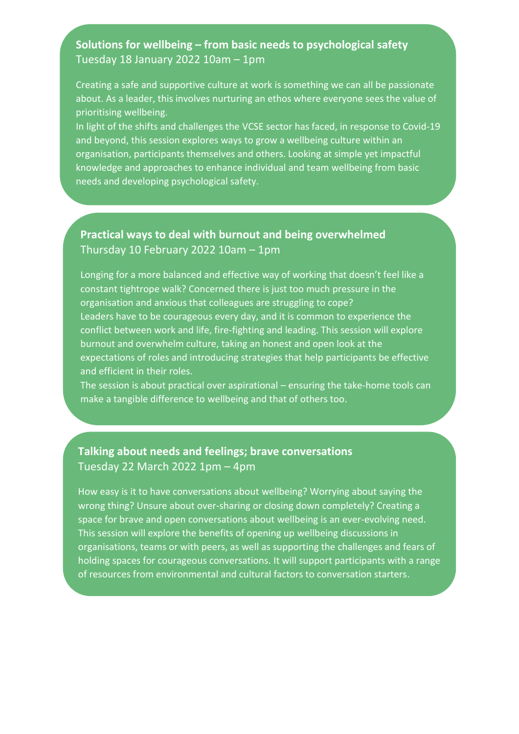## Solutions for wellbeing – from basic needs to psychological safety

Tuesday 18 January 2022 10am – 1pm

Creating a safe and supportive culture at work is something we can all be passionate about. As a leader, this involves nurturing an ethos where everyone sees the value of prioritising wellbeing.

In light of the shifts and challenges the VCSE sector has faced, in response to Covid-19 and beyond, this session explores ways to grow a wellbeing culture within an organisation, participants themselves and others. Looking at simple yet impactful knowledge and approaches to enhance individual and team wellbeing from basic needs and developing psychological safety.

## Practical ways to deal with burnout and being overwhelmed

Thursday 10 February 2022 10am – 1pm

Longing for a more balanced and effective way of working that doesn't feel like a constant tightrope walk? Concerned there is just too much pressure in the organisation and anxious that colleagues are struggling to cope?

Leaders have to be courageous every day, and it is common to experience the conflict between work and life, fire-fighting and leading. This session will explore burnout and overwhelm culture, taking an honest and open look at the expectations of roles and introducing strategies that help participants be effective and efficient in their roles.

The session is about practical over aspirational – ensuring the take-home tools can make a tangible difference to wellbeing and that of others too.

## Talking about needs and feelings; brave conversations

Tuesday 22 March 2022 1pm – 4pm

How easy is it to have conversations about wellbeing? Worrying about saying the wrong thing? Unsure about over-sharing or closing down completely? Creating a space for brave and open conversations about wellbeing is an ever-evolving need. This session will explore the benefits of opening up wellbeing discussions in organisations, teams or with peers, as well as supporting the challenges and fears of holding spaces for courageous conversations. It will support participants with a range of resources from environmental and cultural factors to conversation starters.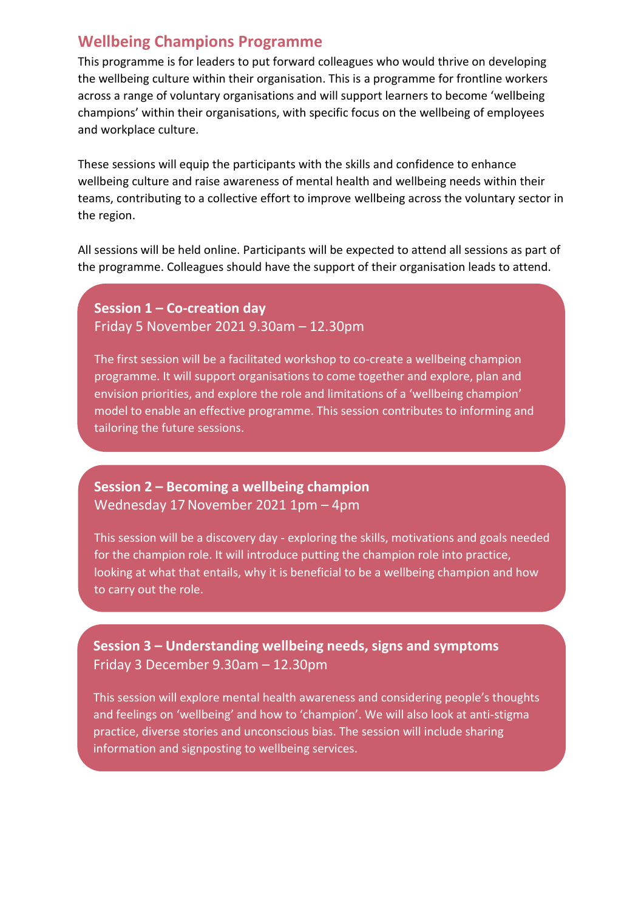## Wellbeing Champions Programme

This programme is for leaders to put forward colleagues who would thrive on developing the wellbeing culture within their organisation. This is a programme for frontline workers across a range of voluntary organisations and will support learners to become 'wellbeing champions' within their organisations, with specific focus on the wellbeing of employees and workplace culture.

These sessions will equip the participants with the skills and confidence to enhance wellbeing culture and raise awareness of mental health and wellbeing needs within their teams, contributing to a collective effort to improve wellbeing across the voluntary sector in the region.

All sessions will be held online. Participants will be expected to attend all sessions as part of the programme. Colleagues should have the support of their organisation leads to attend.

### Session 1 – Co-creation day

Friday 5 November 2021 9.30am – 12.30pm

The first session will be a facilitated workshop to co-create a wellbeing champion programme. It will support organisations to come together and explore, plan and envision priorities, and explore the role and limitations of a 'wellbeing champion' model to enable an effective programme. This session contributes to informing and tailoring the future sessions.

### Session 2 – Becoming a wellbeing champion

Wednesday 17 November 2021 1pm – 4pm

This session will be a discovery day - exploring the skills, motivations and goals needed for the champion role. It will introduce putting the champion role into practice, looking at what that entails, why it is beneficial to be a wellbeing champion and how to carry out the role.

### Session 3 – Understanding wellbeing needs, signs and symptoms

Friday 3 December 9.30am – 12.30pm

This session will explore mental health awareness and considering people's thoughts and feelings on 'wellbeing' and how to 'champion'. We will also look at anti-stigma practice, diverse stories and unconscious bias. The session will include sharing information and signposting to wellbeing services.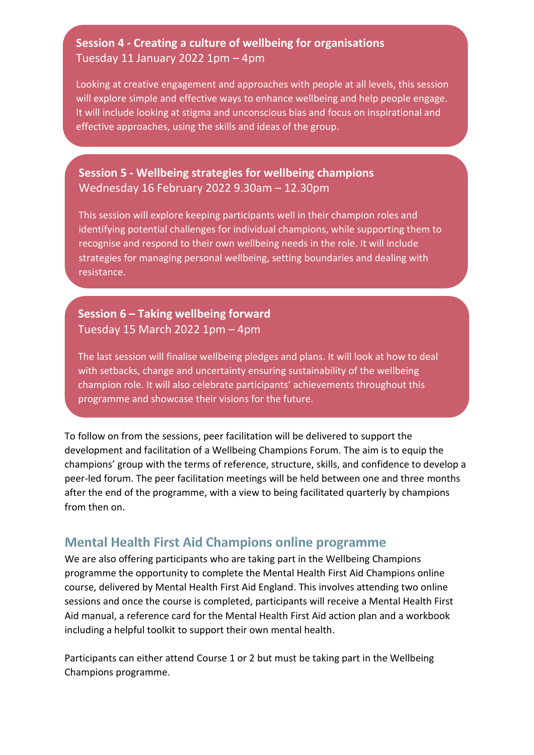**Session 4 - Creating a culture of wellbeing for organisations**
Tuesday 11 January 2022 1pm – 4pm

Looking at creative engagement and approaches with people at all levels, this session will explore simple and effective ways to enhance wellbeing and help people engage. It will include looking at stigma and unconscious bias and focus on inspirational and effective approaches, using the skills and ideas of the group.

**Session 5 - Wellbeing strategies for wellbeing champions**
Wednesday 16 February 2022 9.30am – 12.30pm

This session will explore keeping participants well in their champion roles and identifying potential challenges for individual champions, while supporting them to recognise and respond to their own wellbeing needs in the role. It will include strategies for managing personal wellbeing, setting boundaries and dealing with resistance.

**Session 6 – Taking wellbeing forward**
Tuesday 15 March 2022 1pm – 4pm

The last session will finalise wellbeing pledges and plans. It will look at how to deal with setbacks, change and uncertainty ensuring sustainability of the wellbeing champion role. It will also celebrate participants' achievements throughout this programme and showcase their visions for the future.

To follow on from the sessions, peer facilitation will be delivered to support the development and facilitation of a Wellbeing Champions Forum. The aim is to equip the champions' group with the terms of reference, structure, skills, and confidence to develop a peer-led forum. The peer facilitation meetings will be held between one and three months after the end of the programme, with a view to being facilitated quarterly by champions from then on.

## Mental Health First Aid Champions online programme

We are also offering participants who are taking part in the Wellbeing Champions programme the opportunity to complete the Mental Health First Aid Champions online course, delivered by Mental Health First Aid England. This involves attending two online sessions and once the course is completed, participants will receive a Mental Health First Aid manual, a reference card for the Mental Health First Aid action plan and a workbook including a helpful toolkit to support their own mental health.

Participants can either attend Course 1 or 2 but must be taking part in the Wellbeing Champions programme.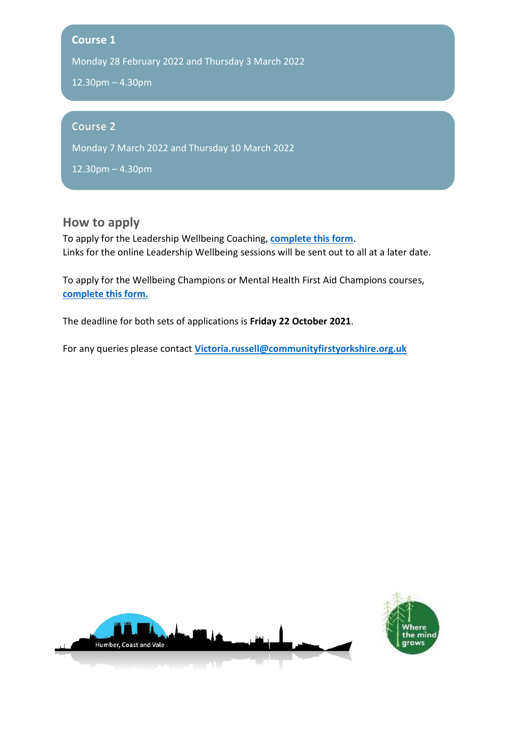**Course 1**

Monday 28 February 2022 and Thursday 3 March 2022

12.30pm – 4.30pm

**Course 2**

Monday 7 March 2022 and Thursday 10 March 2022

12.30pm – 4.30pm

## How to apply

To apply for the Leadership Wellbeing Coaching, **complete this form**.
Links for the online Leadership Wellbeing sessions will be sent out to all at a later date.

To apply for the Wellbeing Champions or Mental Health First Aid Champions courses, **complete this form.**

The deadline for both sets of applications is **Friday 22 October 2021**.

For any queries please contact **Victoria.russell@communityfirstyorkshire.org.uk**